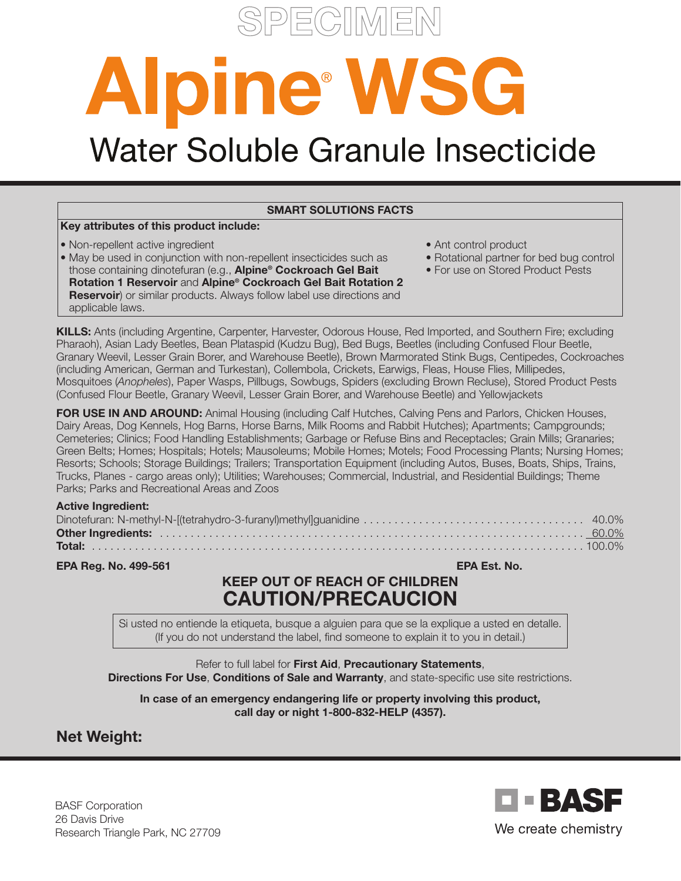SPECIMEN

# Alpine® WSG

## Water Soluble Granule Insecticide

**SMART SOLUTIONS FACTS**

**Key attributes of this product include:**

- Non-repellent active ingredient
- May be used in conjunction with non-repellent insecticides such as those containing dinotefuran (e.g., **Alpine® Cockroach Gel Bait Rotation 1 Reservoir** and **Alpine® Cockroach Gel Bait Rotation 2 Reservoir**) or similar products. Always follow label use directions and applicable laws.
- Ant control product
- Rotational partner for bed bug control
- For use on Stored Product Pests

**KILLS:** Ants (including Argentine, Carpenter, Harvester, Odorous House, Red Imported, and Southern Fire; excluding Pharaoh), Asian Lady Beetles, Bean Plataspid (Kudzu Bug), Bed Bugs, Beetles (including Confused Flour Beetle, Granary Weevil, Lesser Grain Borer, and Warehouse Beetle), Brown Marmorated Stink Bugs, Centipedes, Cockroaches (including American, German and Turkestan), Collembola, Crickets, Earwigs, Fleas, House Flies, Millipedes, Mosquitoes (*Anopheles*), Paper Wasps, Pillbugs, Sowbugs, Spiders (excluding Brown Recluse), Stored Product Pests (Confused Flour Beetle, Granary Weevil, Lesser Grain Borer, and Warehouse Beetle) and Yellowjackets

**FOR USE IN AND AROUND:** Animal Housing (including Calf Hutches, Calving Pens and Parlors, Chicken Houses, Dairy Areas, Dog Kennels, Hog Barns, Horse Barns, Milk Rooms and Rabbit Hutches); Apartments; Campgrounds; Cemeteries; Clinics; Food Handling Establishments; Garbage or Refuse Bins and Receptacles; Grain Mills; Granaries; Green Belts; Homes; Hospitals; Hotels; Mausoleums; Mobile Homes; Motels; Food Processing Plants; Nursing Homes; Resorts; Schools; Storage Buildings; Trailers; Transportation Equipment (including Autos, Buses, Boats, Ships, Trains, Trucks, Planes - cargo areas only); Utilities; Warehouses; Commercial, Industrial, and Residential Buildings; Theme Parks; Parks and Recreational Areas and Zoos

**Active Ingredient:**

| | |
|---|---|
| Dinotefuran: N-methyl-N-[(tetrahydro-3-furanyl)methyl]guanidine | 40.0% |
| **Other Ingredients:** | 60.0% |
| **Total:** | 100.0% |

**EPA Reg. No. 499-561** **EPA Est. No.**

**KEEP OUT OF REACH OF CHILDREN**

**CAUTION/PRECAUCION**

Si usted no entiende la etiqueta, busque a alguien para que se la explique a usted en detalle. (If you do not understand the label, find someone to explain it to you in detail.)

Refer to full label for **First Aid**, **Precautionary Statements**, **Directions For Use**, **Conditions of Sale and Warranty**, and state-specific use site restrictions.

**In case of an emergency endangering life or property involving this product, call day or night 1-800-832-HELP (4357).**

**Net Weight:**

BASF Corporation
26 Davis Drive
Research Triangle Park, NC 27709

BASF
We create chemistry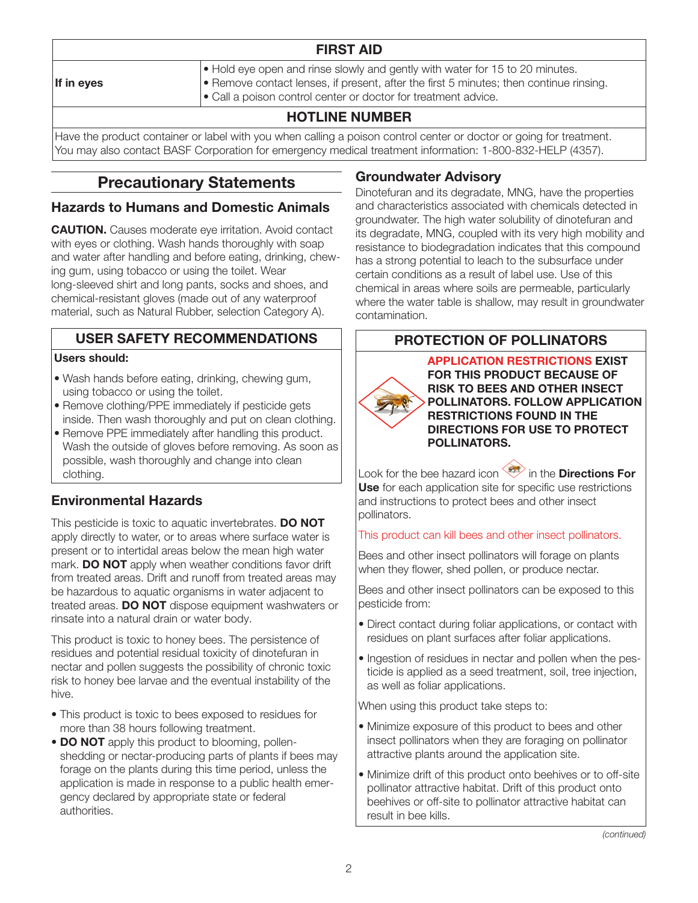| FIRST AID | |
|---|---|
| **If in eyes** | • Hold eye open and rinse slowly and gently with water for 15 to 20 minutes.<br>• Remove contact lenses, if present, after the first 5 minutes; then continue rinsing.<br>• Call a poison control center or doctor for treatment advice. |
| **HOTLINE NUMBER** | |
| Have the product container or label with you when calling a poison control center or doctor or going for treatment. You may also contact BASF Corporation for emergency medical treatment information: 1-800-832-HELP (4357). | |

## Precautionary Statements

### Hazards to Humans and Domestic Animals

**CAUTION.** Causes moderate eye irritation. Avoid contact with eyes or clothing. Wash hands thoroughly with soap and water after handling and before eating, drinking, chewing gum, using tobacco or using the toilet. Wear long-sleeved shirt and long pants, socks and shoes, and chemical-resistant gloves (made out of any waterproof material, such as Natural Rubber, selection Category A).

### USER SAFETY RECOMMENDATIONS

**Users should:**

- Wash hands before eating, drinking, chewing gum, using tobacco or using the toilet.
- Remove clothing/PPE immediately if pesticide gets inside. Then wash thoroughly and put on clean clothing.
- Remove PPE immediately after handling this product. Wash the outside of gloves before removing. As soon as possible, wash thoroughly and change into clean clothing.

### Environmental Hazards

This pesticide is toxic to aquatic invertebrates. **DO NOT** apply directly to water, or to areas where surface water is present or to intertidal areas below the mean high water mark. **DO NOT** apply when weather conditions favor drift from treated areas. Drift and runoff from treated areas may be hazardous to aquatic organisms in water adjacent to treated areas. **DO NOT** dispose equipment washwaters or rinsate into a natural drain or water body.

This product is toxic to honey bees. The persistence of residues and potential residual toxicity of dinotefuran in nectar and pollen suggests the possibility of chronic toxic risk to honey bee larvae and the eventual instability of the hive.

- This product is toxic to bees exposed to residues for more than 38 hours following treatment.
- **DO NOT** apply this product to blooming, pollen-shedding or nectar-producing parts of plants if bees may forage on the plants during this time period, unless the application is made in response to a public health emergency declared by appropriate state or federal authorities.

### Groundwater Advisory

Dinotefuran and its degradate, MNG, have the properties and characteristics associated with chemicals detected in groundwater. The high water solubility of dinotefuran and its degradate, MNG, coupled with its very high mobility and resistance to biodegradation indicates that this compound has a strong potential to leach to the subsurface under certain conditions as a result of label use. Use of this chemical in areas where soils are permeable, particularly where the water table is shallow, may result in groundwater contamination.

### PROTECTION OF POLLINATORS

**APPLICATION RESTRICTIONS EXIST FOR THIS PRODUCT BECAUSE OF RISK TO BEES AND OTHER INSECT POLLINATORS. FOLLOW APPLICATION RESTRICTIONS FOUND IN THE DIRECTIONS FOR USE TO PROTECT POLLINATORS.**

Look for the bee hazard icon in the **Directions For Use** for each application site for specific use restrictions and instructions to protect bees and other insect pollinators.

This product can kill bees and other insect pollinators.

Bees and other insect pollinators will forage on plants when they flower, shed pollen, or produce nectar.

Bees and other insect pollinators can be exposed to this pesticide from:

- Direct contact during foliar applications, or contact with residues on plant surfaces after foliar applications.
- Ingestion of residues in nectar and pollen when the pesticide is applied as a seed treatment, soil, tree injection, as well as foliar applications.

When using this product take steps to:

- Minimize exposure of this product to bees and other insect pollinators when they are foraging on pollinator attractive plants around the application site.
- Minimize drift of this product onto beehives or to off-site pollinator attractive habitat. Drift of this product onto beehives or off-site to pollinator attractive habitat can result in bee kills.

*(continued)*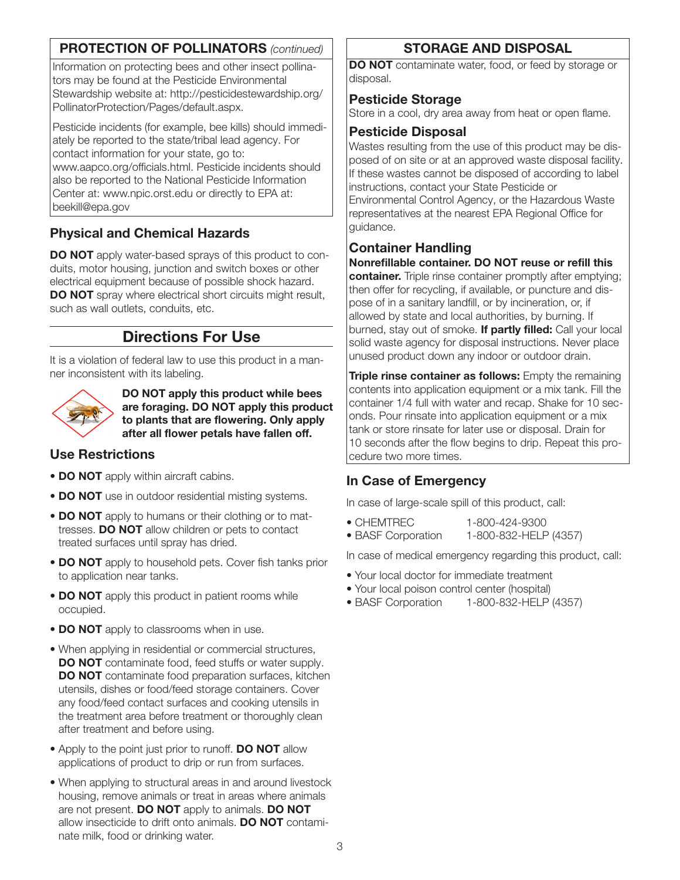## PROTECTION OF POLLINATORS *(continued)*

Information on protecting bees and other insect pollinators may be found at the Pesticide Environmental Stewardship website at: http://pesticidestewardship.org/PollinatorProtection/Pages/default.aspx.

Pesticide incidents (for example, bee kills) should immediately be reported to the state/tribal lead agency. For contact information for your state, go to: www.aapco.org/officials.html. Pesticide incidents should also be reported to the National Pesticide Information Center at: www.npic.orst.edu or directly to EPA at: beekill@epa.gov

### Physical and Chemical Hazards

**DO NOT** apply water-based sprays of this product to conduits, motor housing, junction and switch boxes or other electrical equipment because of possible shock hazard. **DO NOT** spray where electrical short circuits might result, such as wall outlets, conduits, etc.

## Directions For Use

It is a violation of federal law to use this product in a manner inconsistent with its labeling.

**DO NOT apply this product while bees are foraging. DO NOT apply this product to plants that are flowering. Only apply after all flower petals have fallen off.**

### Use Restrictions

- **DO NOT** apply within aircraft cabins.
- **DO NOT** use in outdoor residential misting systems.
- **DO NOT** apply to humans or their clothing or to mattresses. **DO NOT** allow children or pets to contact treated surfaces until spray has dried.
- **DO NOT** apply to household pets. Cover fish tanks prior to application near tanks.
- **DO NOT** apply this product in patient rooms while occupied.
- **DO NOT** apply to classrooms when in use.
- When applying in residential or commercial structures, **DO NOT** contaminate food, feed stuffs or water supply. **DO NOT** contaminate food preparation surfaces, kitchen utensils, dishes or food/feed storage containers. Cover any food/feed contact surfaces and cooking utensils in the treatment area before treatment or thoroughly clean after treatment and before using.
- Apply to the point just prior to runoff. **DO NOT** allow applications of product to drip or run from surfaces.
- When applying to structural areas in and around livestock housing, remove animals or treat in areas where animals are not present. **DO NOT** apply to animals. **DO NOT** allow insecticide to drift onto animals. **DO NOT** contaminate milk, food or drinking water.

## STORAGE AND DISPOSAL

**DO NOT** contaminate water, food, or feed by storage or disposal.

### Pesticide Storage

Store in a cool, dry area away from heat or open flame.

### Pesticide Disposal

Wastes resulting from the use of this product may be disposed of on site or at an approved waste disposal facility. If these wastes cannot be disposed of according to label instructions, contact your State Pesticide or Environmental Control Agency, or the Hazardous Waste representatives at the nearest EPA Regional Office for guidance.

### Container Handling

**Nonrefillable container. DO NOT reuse or refill this container.** Triple rinse container promptly after emptying; then offer for recycling, if available, or puncture and dispose of in a sanitary landfill, or by incineration, or, if allowed by state and local authorities, by burning. If burned, stay out of smoke. **If partly filled:** Call your local solid waste agency for disposal instructions. Never place unused product down any indoor or outdoor drain.

**Triple rinse container as follows:** Empty the remaining contents into application equipment or a mix tank. Fill the container 1/4 full with water and recap. Shake for 10 seconds. Pour rinsate into application equipment or a mix tank or store rinsate for later use or disposal. Drain for 10 seconds after the flow begins to drip. Repeat this procedure two more times.

### In Case of Emergency

In case of large-scale spill of this product, call:

- CHEMTREC 1-800-424-9300
- BASF Corporation 1-800-832-HELP (4357)

In case of medical emergency regarding this product, call:

- Your local doctor for immediate treatment
- Your local poison control center (hospital)
- BASF Corporation 1-800-832-HELP (4357)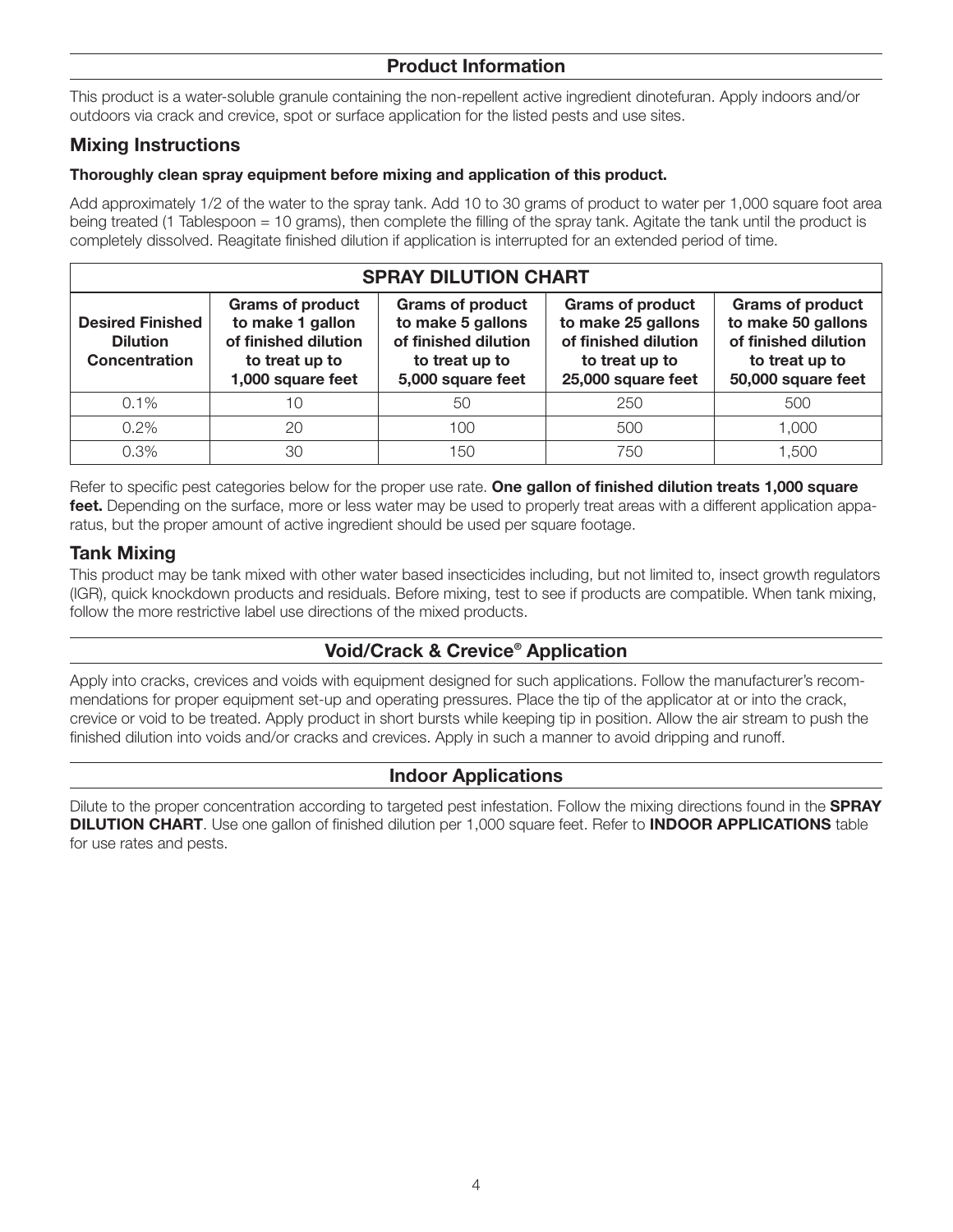## Product Information

This product is a water-soluble granule containing the non-repellent active ingredient dinotefuran. Apply indoors and/or outdoors via crack and crevice, spot or surface application for the listed pests and use sites.

### Mixing Instructions

**Thoroughly clean spray equipment before mixing and application of this product.**

Add approximately 1/2 of the water to the spray tank. Add 10 to 30 grams of product to water per 1,000 square foot area being treated (1 Tablespoon = 10 grams), then complete the filling of the spray tank. Agitate the tank until the product is completely dissolved. Reagitate finished dilution if application is interrupted for an extended period of time.

**SPRAY DILUTION CHART**

| Desired Finished Dilution Concentration | Grams of product to make 1 gallon of finished dilution to treat up to 1,000 square feet | Grams of product to make 5 gallons of finished dilution to treat up to 5,000 square feet | Grams of product to make 25 gallons of finished dilution to treat up to 25,000 square feet | Grams of product to make 50 gallons of finished dilution to treat up to 50,000 square feet |
|---|---|---|---|---|
| 0.1% | 10 | 50 | 250 | 500 |
| 0.2% | 20 | 100 | 500 | 1,000 |
| 0.3% | 30 | 150 | 750 | 1,500 |

Refer to specific pest categories below for the proper use rate. **One gallon of finished dilution treats 1,000 square feet.** Depending on the surface, more or less water may be used to properly treat areas with a different application apparatus, but the proper amount of active ingredient should be used per square footage.

### Tank Mixing

This product may be tank mixed with other water based insecticides including, but not limited to, insect growth regulators (IGR), quick knockdown products and residuals. Before mixing, test to see if products are compatible. When tank mixing, follow the more restrictive label use directions of the mixed products.

## Void/Crack & Crevice® Application

Apply into cracks, crevices and voids with equipment designed for such applications. Follow the manufacturer's recommendations for proper equipment set-up and operating pressures. Place the tip of the applicator at or into the crack, crevice or void to be treated. Apply product in short bursts while keeping tip in position. Allow the air stream to push the finished dilution into voids and/or cracks and crevices. Apply in such a manner to avoid dripping and runoff.

## Indoor Applications

Dilute to the proper concentration according to targeted pest infestation. Follow the mixing directions found in the **SPRAY DILUTION CHART**. Use one gallon of finished dilution per 1,000 square feet. Refer to **INDOOR APPLICATIONS** table for use rates and pests.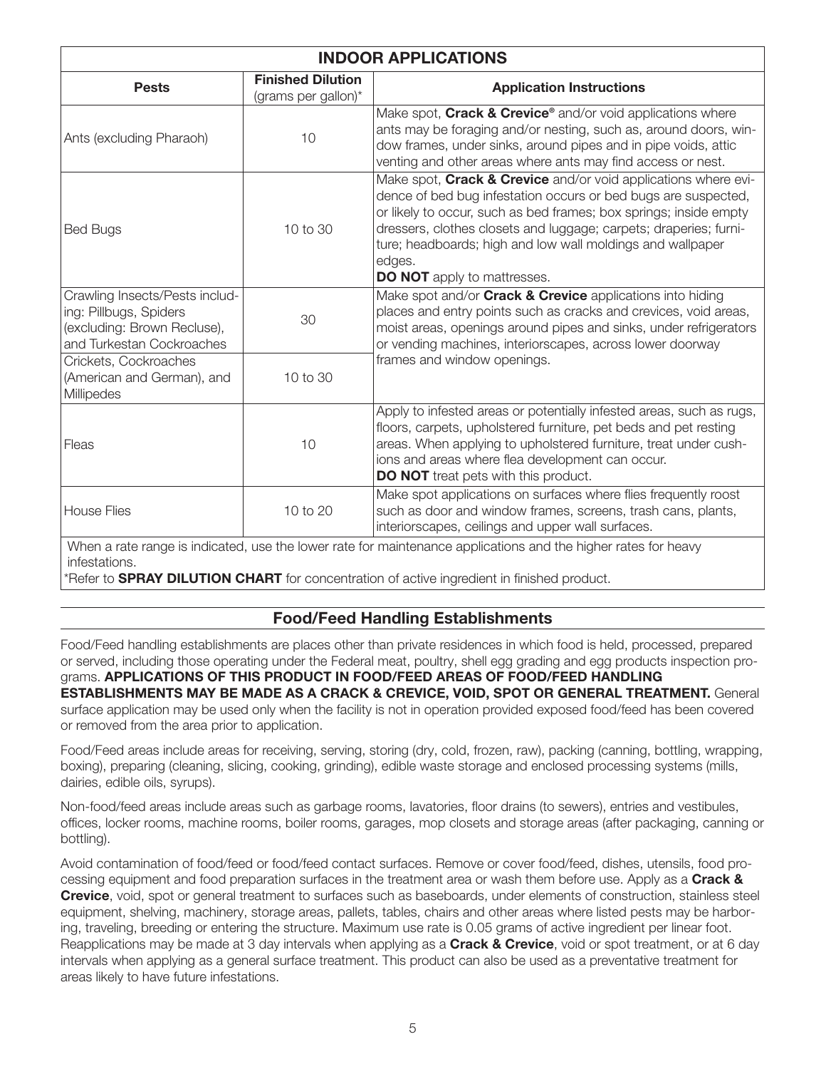## INDOOR APPLICATIONS

| Pests | Finished Dilution (grams per gallon)* | Application Instructions |
|---|---|---|
| Ants (excluding Pharaoh) | 10 | Make spot, **Crack & Crevice®** and/or void applications where ants may be foraging and/or nesting, such as, around doors, window frames, under sinks, around pipes and in pipe voids, attic venting and other areas where ants may find access or nest. |
| Bed Bugs | 10 to 30 | Make spot, **Crack & Crevice** and/or void applications where evidence of bed bug infestation occurs or bed bugs are suspected, or likely to occur, such as bed frames; box springs; inside empty dressers, clothes closets and luggage; carpets; draperies; furniture; headboards; high and low wall moldings and wallpaper edges. **DO NOT** apply to mattresses. |
| Crawling Insects/Pests including: Pillbugs, Spiders (excluding: Brown Recluse), and Turkestan Cockroaches | 30 | Make spot and/or **Crack & Crevice** applications into hiding places and entry points such as cracks and crevices, void areas, moist areas, openings around pipes and sinks, under refrigerators or vending machines, interiorscapes, across lower doorway frames and window openings. |
| Crickets, Cockroaches (American and German), and Millipedes | 10 to 30 | |
| Fleas | 10 | Apply to infested areas or potentially infested areas, such as rugs, floors, carpets, upholstered furniture, pet beds and pet resting areas. When applying to upholstered furniture, treat under cushions and areas where flea development can occur. **DO NOT** treat pets with this product. |
| House Flies | 10 to 20 | Make spot applications on surfaces where flies frequently roost such as door and window frames, screens, trash cans, plants, interiorscapes, ceilings and upper wall surfaces. |

When a rate range is indicated, use the lower rate for maintenance applications and the higher rates for heavy infestations.

*Refer to **SPRAY DILUTION CHART** for concentration of active ingredient in finished product.

## Food/Feed Handling Establishments

Food/Feed handling establishments are places other than private residences in which food is held, processed, prepared or served, including those operating under the Federal meat, poultry, shell egg grading and egg products inspection programs. **APPLICATIONS OF THIS PRODUCT IN FOOD/FEED AREAS OF FOOD/FEED HANDLING ESTABLISHMENTS MAY BE MADE AS A CRACK & CREVICE, VOID, SPOT OR GENERAL TREATMENT.** General surface application may be used only when the facility is not in operation provided exposed food/feed has been covered or removed from the area prior to application.

Food/Feed areas include areas for receiving, serving, storing (dry, cold, frozen, raw), packing (canning, bottling, wrapping, boxing), preparing (cleaning, slicing, cooking, grinding), edible waste storage and enclosed processing systems (mills, dairies, edible oils, syrups).

Non-food/feed areas include areas such as garbage rooms, lavatories, floor drains (to sewers), entries and vestibules, offices, locker rooms, machine rooms, boiler rooms, garages, mop closets and storage areas (after packaging, canning or bottling).

Avoid contamination of food/feed or food/feed contact surfaces. Remove or cover food/feed, dishes, utensils, food processing equipment and food preparation surfaces in the treatment area or wash them before use. Apply as a **Crack & Crevice**, void, spot or general treatment to surfaces such as baseboards, under elements of construction, stainless steel equipment, shelving, machinery, storage areas, pallets, tables, chairs and other areas where listed pests may be harboring, traveling, breeding or entering the structure. Maximum use rate is 0.05 grams of active ingredient per linear foot. Reapplications may be made at 3 day intervals when applying as a **Crack & Crevice**, void or spot treatment, or at 6 day intervals when applying as a general surface treatment. This product can also be used as a preventative treatment for areas likely to have future infestations.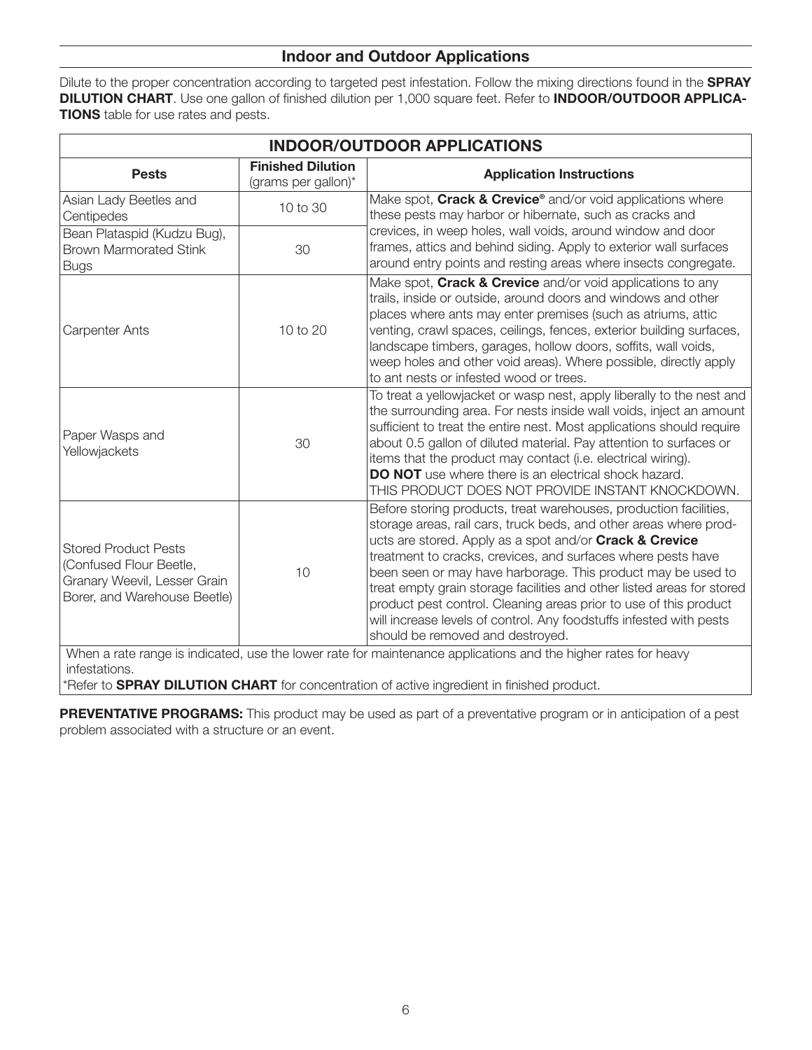## Indoor and Outdoor Applications

Dilute to the proper concentration according to targeted pest infestation. Follow the mixing directions found in the **SPRAY DILUTION CHART**. Use one gallon of finished dilution per 1,000 square feet. Refer to **INDOOR/OUTDOOR APPLICATIONS** table for use rates and pests.

| **INDOOR/OUTDOOR APPLICATIONS** | | |
|---|---|---|
| **Pests** | **Finished Dilution** (grams per gallon)* | **Application Instructions** |
| Asian Lady Beetles and Centipedes | 10 to 30 | Make spot, **Crack & Crevice®** and/or void applications where these pests may harbor or hibernate, such as cracks and crevices, in weep holes, wall voids, around window and door frames, attics and behind siding. Apply to exterior wall surfaces around entry points and resting areas where insects congregate. |
| Bean Plataspid (Kudzu Bug), Brown Marmorated Stink Bugs | 30 | |
| Carpenter Ants | 10 to 20 | Make spot, **Crack & Crevice** and/or void applications to any trails, inside or outside, around doors and windows and other places where ants may enter premises (such as atriums, attic venting, crawl spaces, ceilings, fences, exterior building surfaces, landscape timbers, garages, hollow doors, soffits, wall voids, weep holes and other void areas). Where possible, directly apply to ant nests or infested wood or trees. |
| Paper Wasps and Yellowjackets | 30 | To treat a yellowjacket or wasp nest, apply liberally to the nest and the surrounding area. For nests inside wall voids, inject an amount sufficient to treat the entire nest. Most applications should require about 0.5 gallon of diluted material. Pay attention to surfaces or items that the product may contact (i.e. electrical wiring). **DO NOT** use where there is an electrical shock hazard. THIS PRODUCT DOES NOT PROVIDE INSTANT KNOCKDOWN. |
| Stored Product Pests (Confused Flour Beetle, Granary Weevil, Lesser Grain Borer, and Warehouse Beetle) | 10 | Before storing products, treat warehouses, production facilities, storage areas, rail cars, truck beds, and other areas where products are stored. Apply as a spot and/or **Crack & Crevice** treatment to cracks, crevices, and surfaces where pests have been seen or may have harborage. This product may be used to treat empty grain storage facilities and other listed areas for stored product pest control. Cleaning areas prior to use of this product will increase levels of control. Any foodstuffs infested with pests should be removed and destroyed. |

When a rate range is indicated, use the lower rate for maintenance applications and the higher rates for heavy infestations.

*Refer to **SPRAY DILUTION CHART** for concentration of active ingredient in finished product.

**PREVENTATIVE PROGRAMS:** This product may be used as part of a preventative program or in anticipation of a pest problem associated with a structure or an event.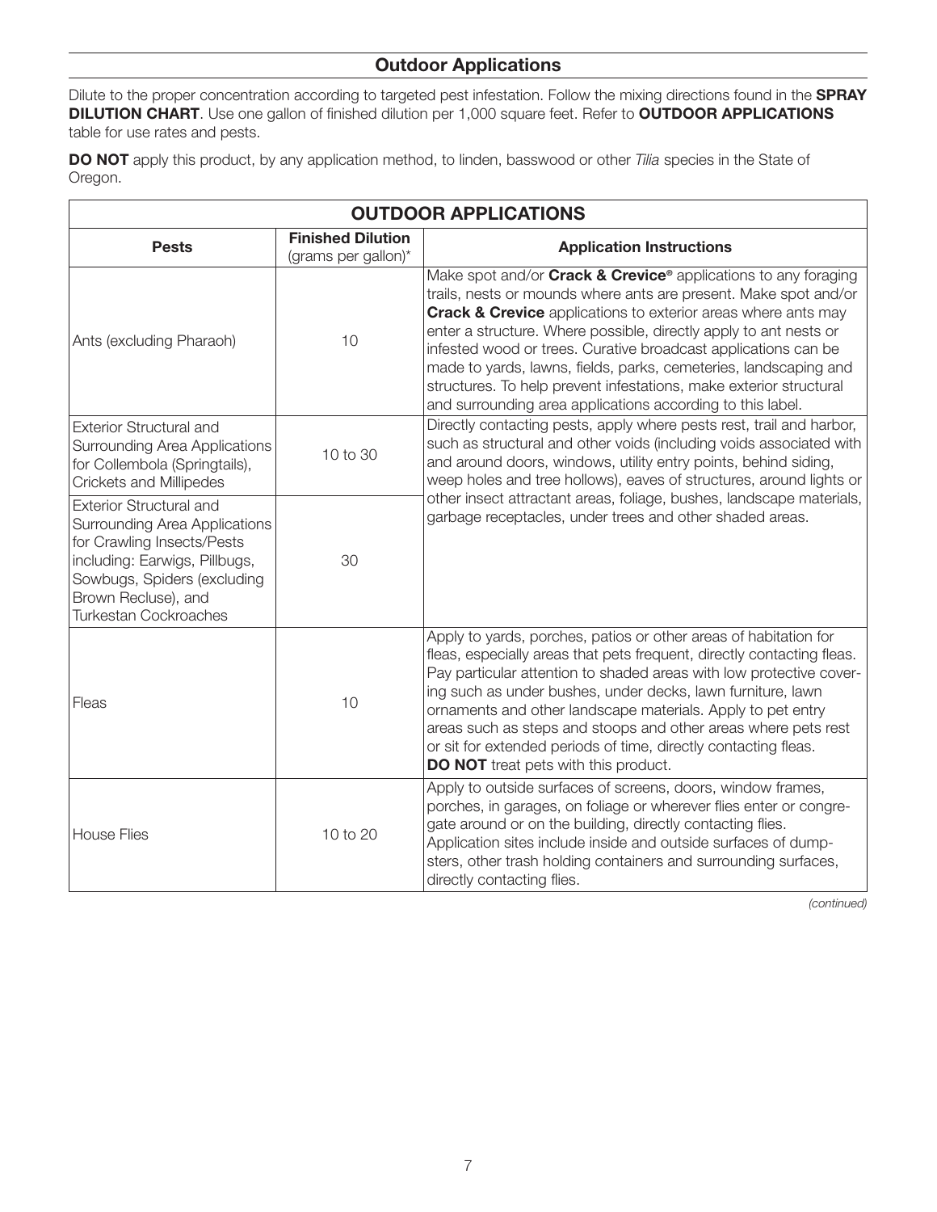## Outdoor Applications

Dilute to the proper concentration according to targeted pest infestation. Follow the mixing directions found in the **SPRAY DILUTION CHART**. Use one gallon of finished dilution per 1,000 square feet. Refer to **OUTDOOR APPLICATIONS** table for use rates and pests.

**DO NOT** apply this product, by any application method, to linden, basswood or other *Tilia* species in the State of Oregon.

| OUTDOOR APPLICATIONS | | |
|---|---|---|
| **Pests** | **Finished Dilution** (grams per gallon)* | **Application Instructions** |
| Ants (excluding Pharaoh) | 10 | Make spot and/or **Crack & Crevice®** applications to any foraging trails, nests or mounds where ants are present. Make spot and/or **Crack & Crevice** applications to exterior areas where ants may enter a structure. Where possible, directly apply to ant nests or infested wood or trees. Curative broadcast applications can be made to yards, lawns, fields, parks, cemeteries, landscaping and structures. To help prevent infestations, make exterior structural and surrounding area applications according to this label. |
| Exterior Structural and Surrounding Area Applications for Collembola (Springtails), Crickets and Millipedes | 10 to 30 | Directly contacting pests, apply where pests rest, trail and harbor, such as structural and other voids (including voids associated with and around doors, windows, utility entry points, behind siding, weep holes and tree hollows), eaves of structures, around lights or other insect attractant areas, foliage, bushes, landscape materials, garbage receptacles, under trees and other shaded areas. |
| Exterior Structural and Surrounding Area Applications for Crawling Insects/Pests including: Earwigs, Pillbugs, Sowbugs, Spiders (excluding Brown Recluse), and Turkestan Cockroaches | 30 | |
| Fleas | 10 | Apply to yards, porches, patios or other areas of habitation for fleas, especially areas that pets frequent, directly contacting fleas. Pay particular attention to shaded areas with low protective covering such as under bushes, under decks, lawn furniture, lawn ornaments and other landscape materials. Apply to pet entry areas such as steps and stoops and other areas where pets rest or sit for extended periods of time, directly contacting fleas. **DO NOT** treat pets with this product. |
| House Flies | 10 to 20 | Apply to outside surfaces of screens, doors, window frames, porches, in garages, on foliage or wherever flies enter or congregate around or on the building, directly contacting flies. Application sites include inside and outside surfaces of dumpsters, other trash holding containers and surrounding surfaces, directly contacting flies. |

*(continued)*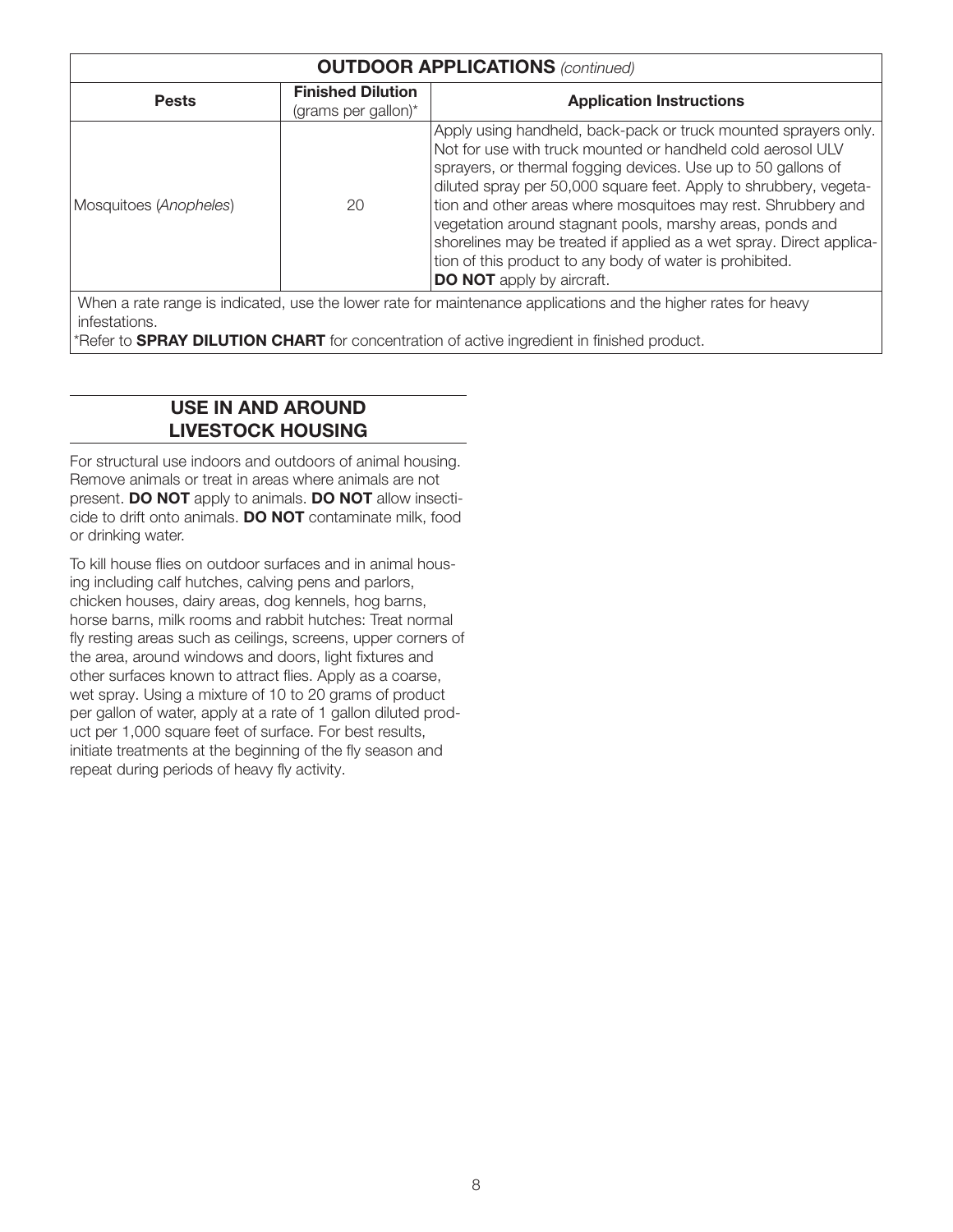| **OUTDOOR APPLICATIONS** *(continued)* | | |
|---|---|---|
| **Pests** | **Finished Dilution** (grams per gallon)* | **Application Instructions** |
| Mosquitoes (*Anopheles*) | 20 | Apply using handheld, back-pack or truck mounted sprayers only. Not for use with truck mounted or handheld cold aerosol ULV sprayers, or thermal fogging devices. Use up to 50 gallons of diluted spray per 50,000 square feet. Apply to shrubbery, vegetation and other areas where mosquitoes may rest. Shrubbery and vegetation around stagnant pools, marshy areas, ponds and shorelines may be treated if applied as a wet spray. Direct application of this product to any body of water is prohibited. **DO NOT** apply by aircraft. |

When a rate range is indicated, use the lower rate for maintenance applications and the higher rates for heavy infestations.
*Refer to **SPRAY DILUTION CHART** for concentration of active ingredient in finished product.

## USE IN AND AROUND LIVESTOCK HOUSING

For structural use indoors and outdoors of animal housing. Remove animals or treat in areas where animals are not present. **DO NOT** apply to animals. **DO NOT** allow insecticide to drift onto animals. **DO NOT** contaminate milk, food or drinking water.

To kill house flies on outdoor surfaces and in animal housing including calf hutches, calving pens and parlors, chicken houses, dairy areas, dog kennels, hog barns, horse barns, milk rooms and rabbit hutches: Treat normal fly resting areas such as ceilings, screens, upper corners of the area, around windows and doors, light fixtures and other surfaces known to attract flies. Apply as a coarse, wet spray. Using a mixture of 10 to 20 grams of product per gallon of water, apply at a rate of 1 gallon diluted product per 1,000 square feet of surface. For best results, initiate treatments at the beginning of the fly season and repeat during periods of heavy fly activity.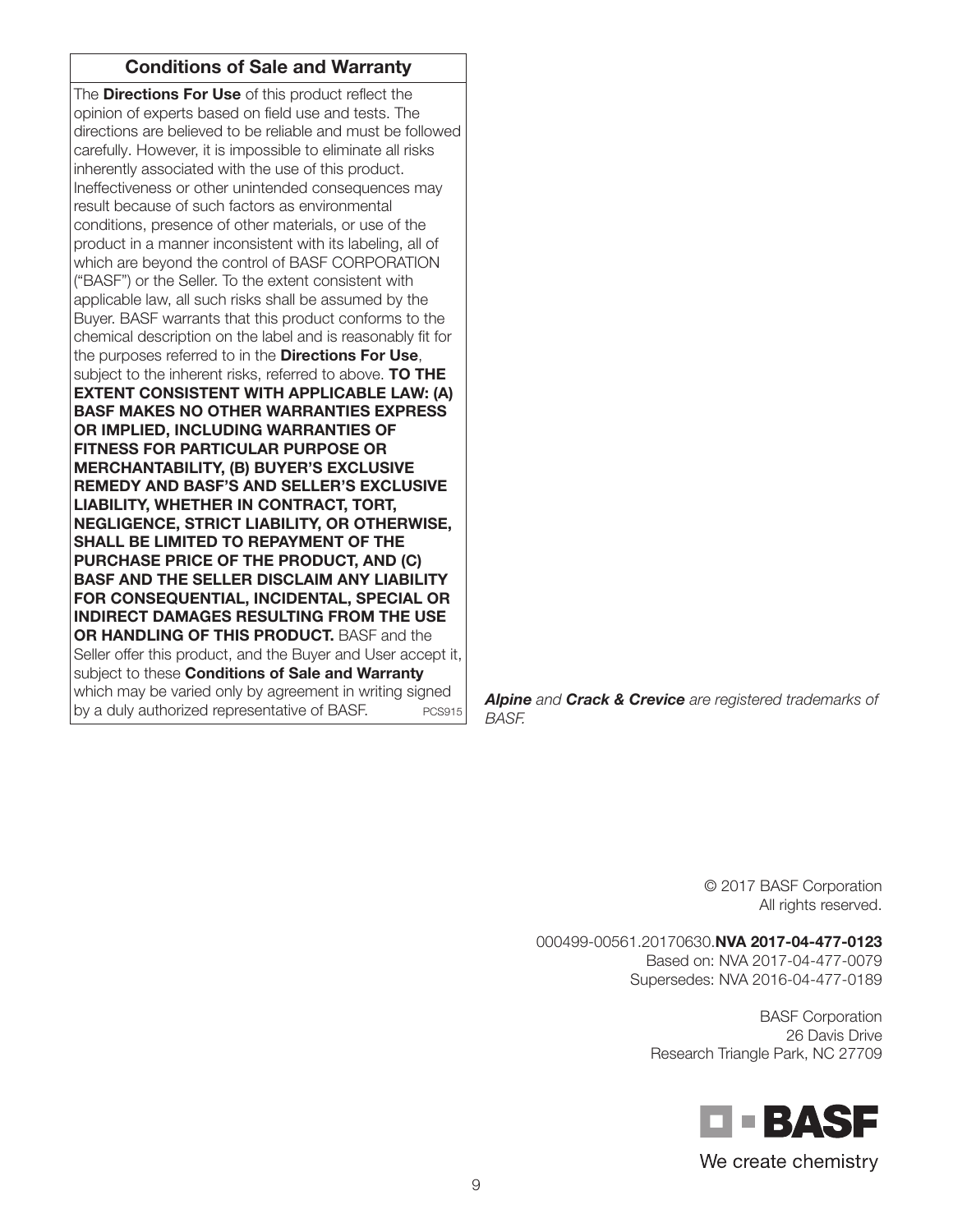## Conditions of Sale and Warranty

The **Directions For Use** of this product reflect the opinion of experts based on field use and tests. The directions are believed to be reliable and must be followed carefully. However, it is impossible to eliminate all risks inherently associated with the use of this product. Ineffectiveness or other unintended consequences may result because of such factors as environmental conditions, presence of other materials, or use of the product in a manner inconsistent with its labeling, all of which are beyond the control of BASF CORPORATION ("BASF") or the Seller. To the extent consistent with applicable law, all such risks shall be assumed by the Buyer. BASF warrants that this product conforms to the chemical description on the label and is reasonably fit for the purposes referred to in the **Directions For Use**, subject to the inherent risks, referred to above. **TO THE EXTENT CONSISTENT WITH APPLICABLE LAW: (A) BASF MAKES NO OTHER WARRANTIES EXPRESS OR IMPLIED, INCLUDING WARRANTIES OF FITNESS FOR PARTICULAR PURPOSE OR MERCHANTABILITY, (B) BUYER'S EXCLUSIVE REMEDY AND BASF'S AND SELLER'S EXCLUSIVE LIABILITY, WHETHER IN CONTRACT, TORT, NEGLIGENCE, STRICT LIABILITY, OR OTHERWISE, SHALL BE LIMITED TO REPAYMENT OF THE PURCHASE PRICE OF THE PRODUCT, AND (C) BASF AND THE SELLER DISCLAIM ANY LIABILITY FOR CONSEQUENTIAL, INCIDENTAL, SPECIAL OR INDIRECT DAMAGES RESULTING FROM THE USE OR HANDLING OF THIS PRODUCT.** BASF and the Seller offer this product, and the Buyer and User accept it, subject to these **Conditions of Sale and Warranty** which may be varied only by agreement in writing signed by a duly authorized representative of BASF. PCS915

***Alpine*** *and* ***Crack & Crevice*** *are registered trademarks of BASF.*

© 2017 BASF Corporation
All rights reserved.

000499-00561.20170630.**NVA 2017-04-477-0123**
Based on: NVA 2017-04-477-0079
Supersedes: NVA 2016-04-477-0189

BASF Corporation
26 Davis Drive
Research Triangle Park, NC 27709

BASF
We create chemistry